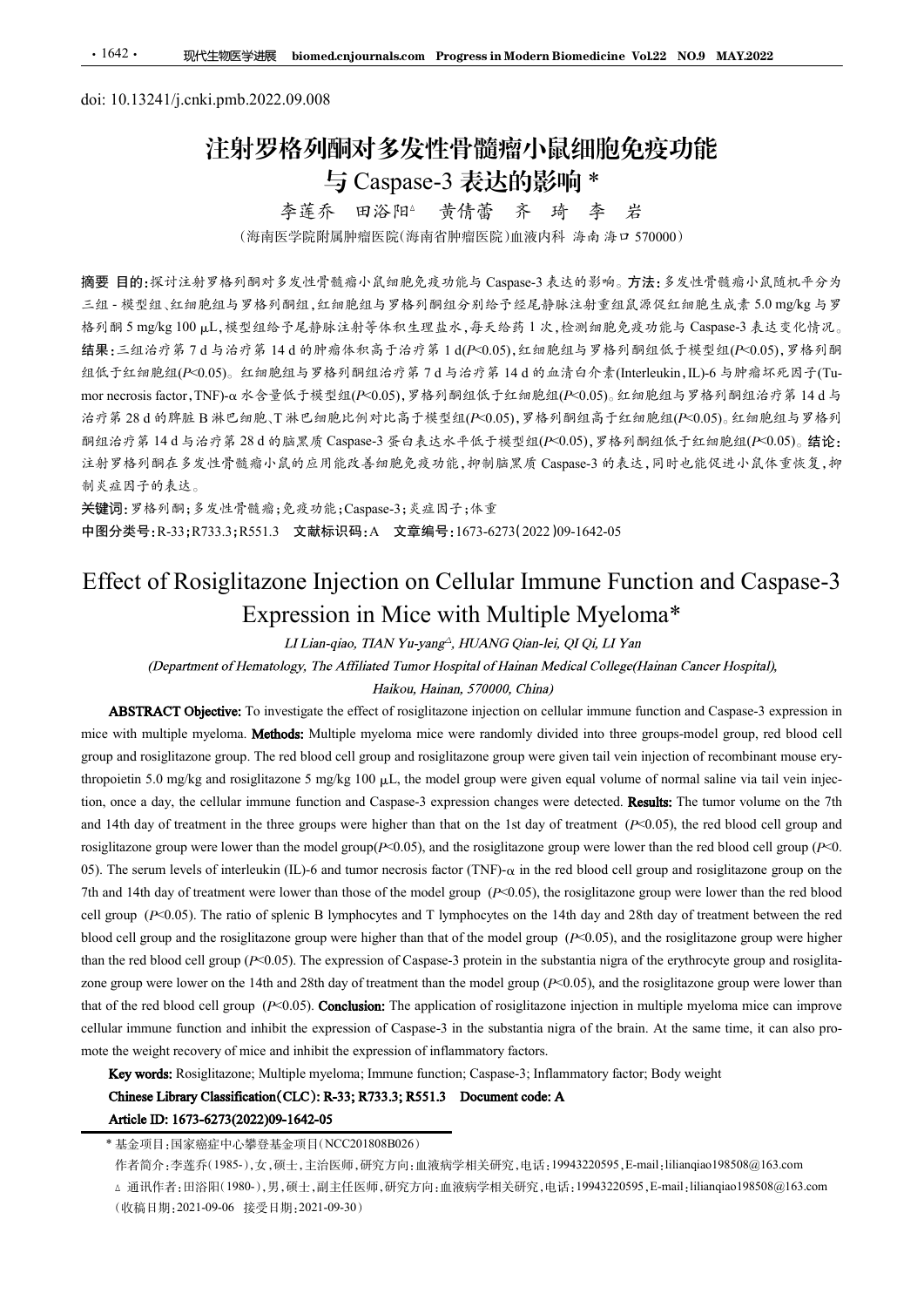doi: 10.13241/j.cnki.pmb.2022.09.008

# 注射罗格列酮对多发性骨髓瘤小鼠细胞免疫功能与 Caspase-3 表达的影响 *

李莲乔　田浴阳△　黄倩蕾　齐　琦　李　岩

（海南医学院附属肿瘤医院(海南省肿瘤医院)血液内科 海南 海口 570000）

**摘要 目的：**探讨注射罗格列酮对多发性骨髓瘤小鼠细胞免疫功能与 Caspase-3 表达的影响。**方法：**多发性骨髓瘤小鼠随机平分为三组 - 模型组、红细胞组与罗格列酮组，红细胞组与罗格列酮组分别给予经尾静脉注射重组鼠源促红细胞生成素 5.0 mg/kg 与罗格列酮 5 mg/kg 100 μL，模型组给予尾静脉注射等体积生理盐水，每天给药 1 次，检测细胞免疫功能与 Caspase-3 表达变化情况。**结果：**三组治疗第 7 d 与治疗第 14 d 的肿瘤体积高于治疗第 1 d($P$<0.05)，红细胞组与罗格列酮组低于模型组($P$<0.05)，罗格列酮组低于红细胞组($P$<0.05)。红细胞组与罗格列酮组治疗第 7 d 与治疗第 14 d 的血清白介素(Interleukin，IL)-6 与肿瘤坏死因子(Tumor necrosis factor，TNF)-α 水含量低于模型组($P$<0.05)，罗格列酮组低于红细胞组($P$<0.05)。红细胞组与罗格列酮组治疗第 14 d 与治疗第 28 d 的脾脏 B 淋巴细胞、T 淋巴细胞比例对比高于模型组($P$<0.05)，罗格列酮组高于红细胞组($P$<0.05)。红细胞组与罗格列酮组治疗第 14 d 与治疗第 28 d 的脑黑质 Caspase-3 蛋白表达水平低于模型组($P$<0.05)，罗格列酮组低于红细胞组($P$<0.05)。**结论：**注射罗格列酮在多发性骨髓瘤小鼠的应用能改善细胞免疫功能，抑制脑黑质 Caspase-3 的表达，同时也能促进小鼠体重恢复，抑制炎症因子的表达。

**关键词：**罗格列酮；多发性骨髓瘤；免疫功能；Caspase-3；炎症因子；体重

**中图分类号：**R-33；R733.3；R551.3　**文献标识码：**A　**文章编号：**1673-6273(2022)09-1642-05

# Effect of Rosiglitazone Injection on Cellular Immune Function and Caspase-3 Expression in Mice with Multiple Myeloma*

*LI Lian-qiao, TIAN Yu-yang△, HUANG Qian-lei, QI Qi, LI Yan*

*(Department of Hematology, The Affiliated Tumor Hospital of Hainan Medical College(Hainan Cancer Hospital), Haikou, Hainan, 570000, China)*

**ABSTRACT Objective:** To investigate the effect of rosiglitazone injection on cellular immune function and Caspase-3 expression in mice with multiple myeloma. **Methods:** Multiple myeloma mice were randomly divided into three groups-model group, red blood cell group and rosiglitazone group. The red blood cell group and rosiglitazone group were given tail vein injection of recombinant mouse erythropoietin 5.0 mg/kg and rosiglitazone 5 mg/kg 100 μL, the model group were given equal volume of normal saline via tail vein injection, once a day, the cellular immune function and Caspase-3 expression changes were detected. **Results:** The tumor volume on the 7th and 14th day of treatment in the three groups were higher than that on the 1st day of treatment ($P$<0.05), the red blood cell group and rosiglitazone group were lower than the model group($P$<0.05), and the rosiglitazone group were lower than the red blood cell group ($P$<0.05). The serum levels of interleukin (IL)-6 and tumor necrosis factor (TNF)-α in the red blood cell group and rosiglitazone group on the 7th and 14th day of treatment were lower than those of the model group ($P$<0.05), the rosiglitazone group were lower than the red blood cell group ($P$<0.05). The ratio of splenic B lymphocytes and T lymphocytes on the 14th day and 28th day of treatment between the red blood cell group and the rosiglitazone group were higher than that of the model group ($P$<0.05), and the rosiglitazone group were higher than the red blood cell group ($P$<0.05). The expression of Caspase-3 protein in the substantia nigra of the erythrocyte group and rosiglitazone group were lower on the 14th and 28th day of treatment than the model group ($P$<0.05), and the rosiglitazone group were lower than that of the red blood cell group ($P$<0.05). **Conclusion:** The application of rosiglitazone injection in multiple myeloma mice can improve cellular immune function and inhibit the expression of Caspase-3 in the substantia nigra of the brain. At the same time, it can also promote the weight recovery of mice and inhibit the expression of inflammatory factors.

**Key words:** Rosiglitazone; Multiple myeloma; Immune function; Caspase-3; Inflammatory factor; Body weight

**Chinese Library Classification(CLC): R-33; R733.3; R551.3　Document code: A**

**Article ID: 1673-6273(2022)09-1642-05**

---

\* 基金项目：国家癌症中心攀登基金项目(NCC201808B026)

作者简介：李莲乔(1985-)，女，硕士，主治医师，研究方向：血液病学相关研究，电话：19943220595，E-mail：lilianqiao198508@163.com

△ 通讯作者：田浴阳(1980-)，男，硕士，副主任医师，研究方向：血液病学相关研究，电话：19943220595，E-mail：lilianqiao198508@163.com

（收稿日期：2021-09-06　接受日期：2021-09-30）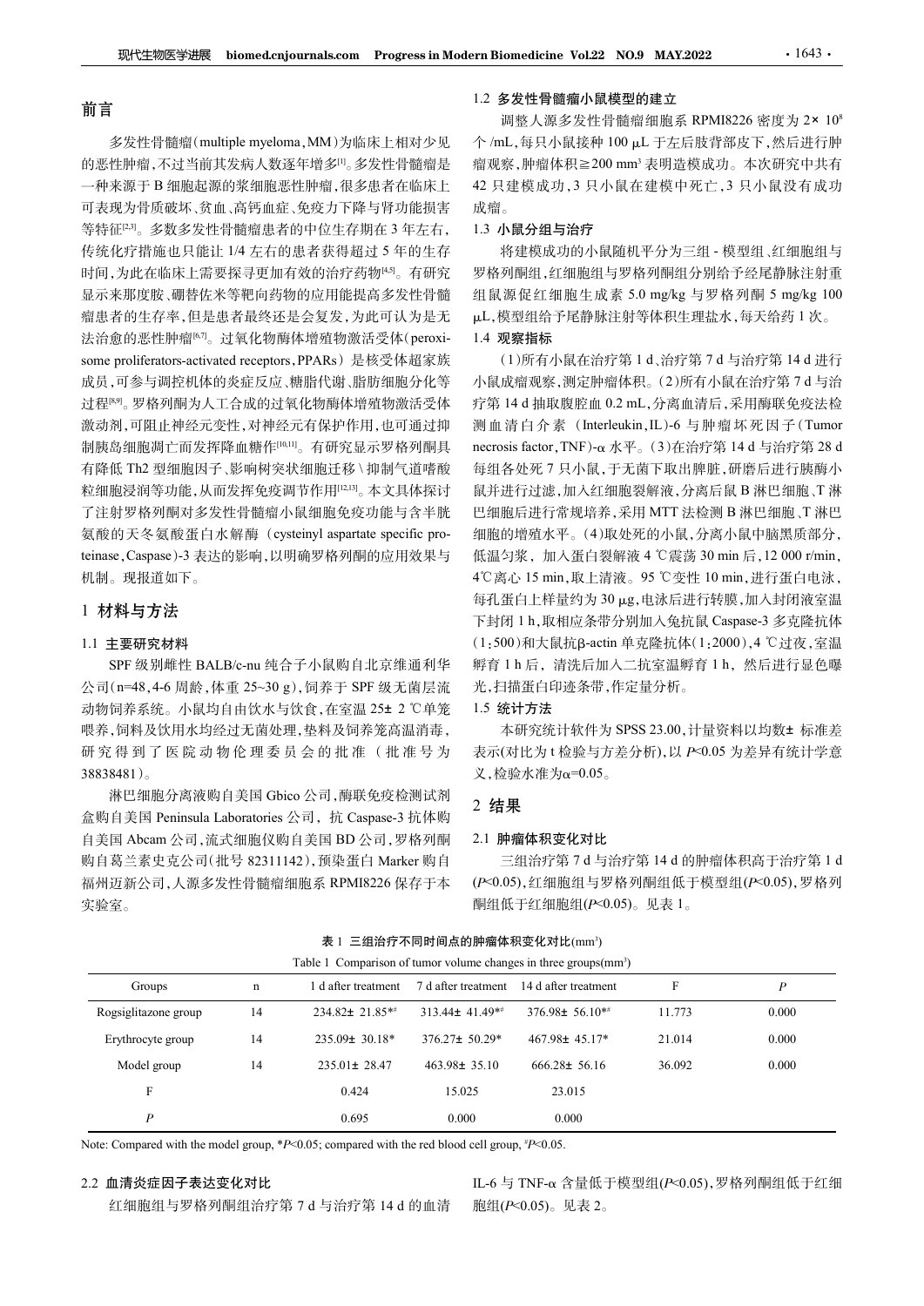## 前言

多发性骨髓瘤(multiple myeloma, MM)为临床上相对少见的恶性肿瘤，不过当前其发病人数逐年增多[1]。多发性骨髓瘤是一种来源于 B 细胞起源的浆细胞恶性肿瘤，很多患者在临床上可表现为骨质破坏、贫血、高钙血症、免疫力下降与肾功能损害等特征[2,3]。多数多发性骨髓瘤患者的中位生存期在 3 年左右，传统化疗措施也只能让 1/4 左右的患者获得超过 5 年的生存时间，为此在临床上需要探寻更加有效的治疗药物[4,5]。有研究显示来那度胺、硼替佐米等靶向药物的应用能提高多发性骨髓瘤患者的生存率，但是患者最终还是会复发，为此可认为是无法治愈的恶性肿瘤[6,7]。过氧化物酶体增殖物激活受体(peroxisome proliferators-activated receptors, PPARs) 是核受体超家族成员，可参与调控机体的炎症反应、糖脂代谢、脂肪细胞分化等过程[8,9]。罗格列酮为人工合成的过氧化物酶体增殖物激活受体激动剂，可阻止神经元变性，对神经元有保护作用，也可通过抑制胰岛细胞凋亡而发挥降血糖作[10,11]。有研究显示罗格列酮具有降低 Th2 型细胞因子、影响树突状细胞迁移 \ 抑制气道嗜酸粒细胞浸润等功能，从而发挥免疫调节作用[12,13]。本文具体探讨了注射罗格列酮对多发性骨髓瘤小鼠细胞免疫功能与含半胱氨酸的天冬氨酸蛋白水解酶 (cysteinyl aspartate specific proteinase, Caspase)-3 表达的影响，以明确罗格列酮的应用效果与机制。现报道如下。

## 1 材料与方法

### 1.1 主要研究材料

SPF 级别雌性 BALB/c-nu 纯合子小鼠购自北京维通利华公司(n=48, 4-6 周龄, 体重 25~30 g)，饲养于 SPF 级无菌层流动物饲养系统。小鼠均自由饮水与饮食，在室温 25± 2 ℃单笼喂养，饲料及饮用水均经过无菌处理，垫料及饲养笼高温消毒，研究得到了医院动物伦理委员会的批准 (批号为 38838481)。

淋巴细胞分离液购自美国 Gbico 公司，酶联免疫检测试剂盒购自美国 Peninsula Laboratories 公司，抗 Caspase-3 抗体购自美国 Abcam 公司，流式细胞仪购自美国 BD 公司，罗格列酮购自葛兰素史克公司(批号 82311142)，预染蛋白 Marker 购自福州迈新公司，人源多发性骨髓瘤细胞系 RPMI8226 保存于本实验室。

### 1.2 多发性骨髓瘤小鼠模型的建立

调整人源多发性骨髓瘤细胞系 RPMI8226 密度为 $2\times 10^8$ 个 /mL，每只小鼠接种 100 μL 于左后肢背部皮下，然后进行肿瘤观察，肿瘤体积≥200 $mm^3$ 表明造模成功。本次研究中共有 42 只建模成功，3 只小鼠在建模中死亡，3 只小鼠没有成功成瘤。

### 1.3 小鼠分组与治疗

将建模成功的小鼠随机平分为三组 - 模型组、红细胞组与罗格列酮组，红细胞组与罗格列酮组分别给予经尾静脉注射重组鼠源促红细胞生成素 5.0 mg/kg 与罗格列酮 5 mg/kg 100 μL，模型组给予尾静脉注射等体积生理盐水，每天给药 1 次。

### 1.4 观察指标

(1)所有小鼠在治疗第 1 d、治疗第 7 d 与治疗第 14 d 进行小鼠成瘤观察，测定肿瘤体积。(2)所有小鼠在治疗第 7 d 与治疗第 14 d 抽取腹腔血 0.2 mL，分离血清后，采用酶联免疫法检测血清白介素 (Interleukin, IL)-6 与肿瘤坏死因子(Tumor necrosis factor, TNF)-α 水平。(3)在治疗第 14 d 与治疗第 28 d 每组各处死 7 只小鼠，于无菌下取出脾脏，研磨后进行胰酶小鼠并进行过滤，加入红细胞裂解液，分离后鼠 B 淋巴细胞、T 淋巴细胞后进行常规培养，采用 MTT 法检测 B 淋巴细胞、T 淋巴细胞的增殖水平。(4)取处死的小鼠，分离小鼠中脑黑质部分，低温匀浆， 加入蛋白裂解液 4 ℃震荡 30 min 后，12 000 r/min，4℃离心 15 min，取上清液。95 ℃变性 10 min，进行蛋白电泳，每孔蛋白上样量约为 30 μg，电泳后进行转膜，加入封闭液室温下封闭 1 h，取相应条带分别加入兔抗鼠 Caspase-3 多克隆抗体(1:500)和大鼠抗β-actin 单克隆抗体(1:2000)，4 ℃过夜，室温孵育 1 h 后， 清洗后加入二抗室温孵育 1 h， 然后进行显色曝光，扫描蛋白印迹条带，作定量分析。

### 1.5 统计方法

本研究统计软件为 SPSS 23.00，计量资料以均数± 标准差表示(对比为 t 检验与方差分析)，以 $P<0.05$ 为差异有统计学意义，检验水准为α=0.05。

## 2 结果

### 2.1 肿瘤体积变化对比

三组治疗第 7 d 与治疗第 14 d 的肿瘤体积高于治疗第 1 d($P<0.05$)，红细胞组与罗格列酮组低于模型组($P<0.05$)，罗格列酮组低于红细胞组($P<0.05$)。见表 1。

表 1 三组治疗不同时间点的肿瘤体积变化对比($mm^3$)

Table 1 Comparison of tumor volume changes in three groups($mm^3$)

| Groups | n | 1 d after treatment | 7 d after treatment | 14 d after treatment | F | P |
|---|---|---|---|---|---|---|
| Rogsiglitazone group | 14 | 234.82± 21.85*# | 313.44± 41.49*# | 376.98± 56.10*# | 11.773 | 0.000 |
| Erythrocyte group | 14 | 235.09± 30.18* | 376.27± 50.29* | 467.98± 45.17* | 21.014 | 0.000 |
| Model group | 14 | 235.01± 28.47 | 463.98± 35.10 | 666.28± 56.16 | 36.092 | 0.000 |
| F | | 0.424 | 15.025 | 23.015 | | |
| P | | 0.695 | 0.000 | 0.000 | | |

Note: Compared with the model group, *$P<0.05$; compared with the red blood cell group, #$P<0.05$.

### 2.2 血清炎症因子表达变化对比

红细胞组与罗格列酮组治疗第 7 d 与治疗第 14 d 的血清 IL-6 与 TNF-α 含量低于模型组($P<0.05$)，罗格列酮组低于红细胞组($P<0.05$)。见表 2。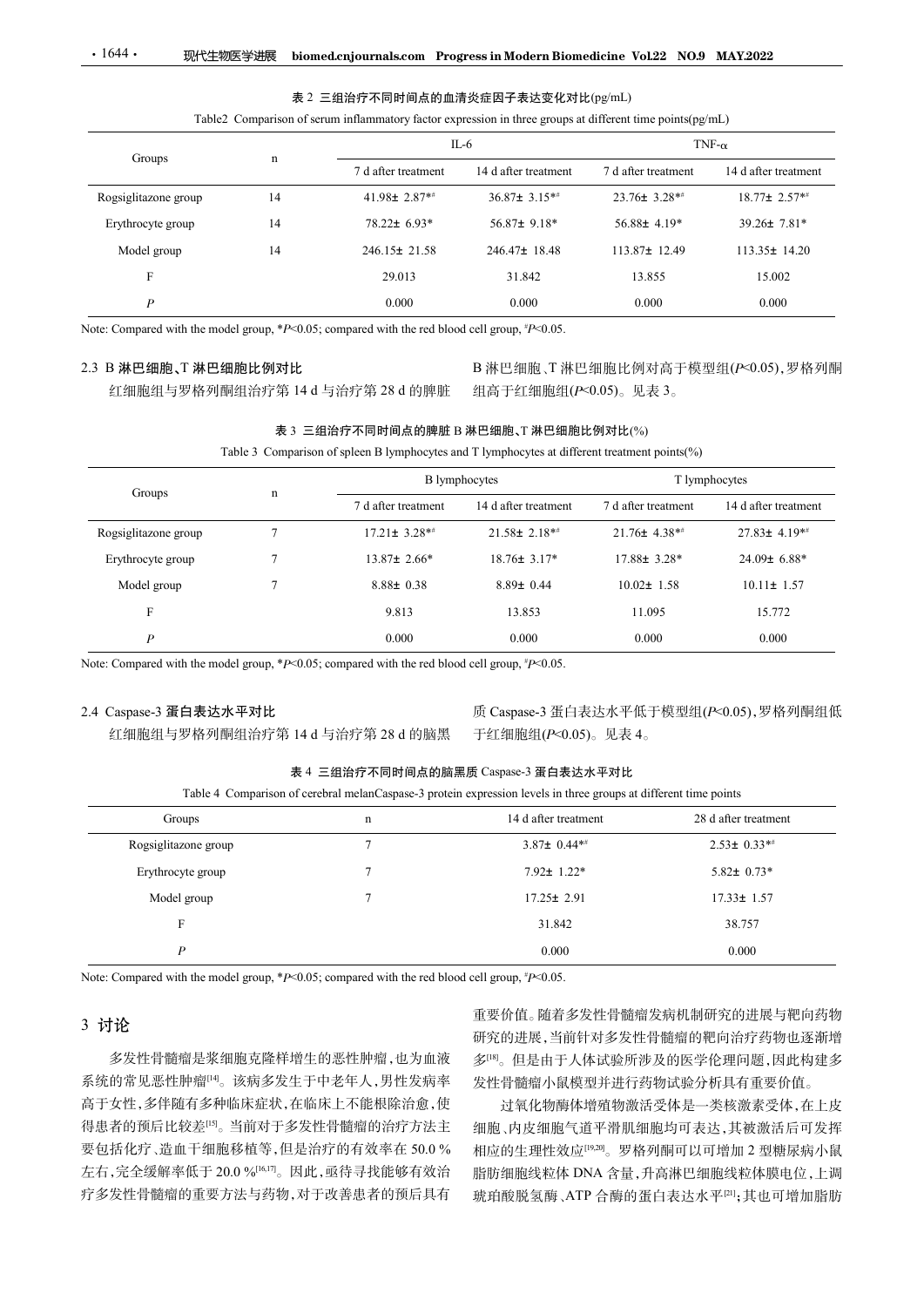表 2 三组治疗不同时间点的血清炎症因子表达变化对比(pg/mL)

Table2 Comparison of serum inflammatory factor expression in three groups at different time points(pg/mL)

| Groups | n | IL-6 | | TNF-α | |
|---|---|---|---|---|---|
| | | 7 d after treatment | 14 d after treatment | 7 d after treatment | 14 d after treatment |
| Rogsiglitazone group | 14 | 41.98± 2.87*# | 36.87± 3.15*# | 23.76± 3.28*# | 18.77± 2.57*# |
| Erythrocyte group | 14 | 78.22± 6.93* | 56.87± 9.18* | 56.88± 4.19* | 39.26± 7.81* |
| Model group | 14 | 246.15± 21.58 | 246.47± 18.48 | 113.87± 12.49 | 113.35± 14.20 |
| F | | 29.013 | 31.842 | 13.855 | 15.002 |
| *P* | | 0.000 | 0.000 | 0.000 | 0.000 |

Note: Compared with the model group, *$P$<0.05; compared with the red blood cell group, #$P$<0.05.

### 2.3 B 淋巴细胞、T 淋巴细胞比例对比

红细胞组与罗格列酮组治疗第 14 d 与治疗第 28 d 的脾脏 B 淋巴细胞、T 淋巴细胞比例对高于模型组($P$<0.05)，罗格列酮组高于红细胞组($P$<0.05)。见表 3。

表 3 三组治疗不同时间点的脾脏 B 淋巴细胞、T 淋巴细胞比例对比(%)

Table 3 Comparison of spleen B lymphocytes and T lymphocytes at different treatment points(%)

| Groups | n | B lymphocytes | | T lymphocytes | |
|---|---|---|---|---|---|
| | | 7 d after treatment | 14 d after treatment | 7 d after treatment | 14 d after treatment |
| Rogsiglitazone group | 7 | 17.21± 3.28*# | 21.58± 2.18*# | 21.76± 4.38*# | 27.83± 4.19*# |
| Erythrocyte group | 7 | 13.87± 2.66* | 18.76± 3.17* | 17.88± 3.28* | 24.09± 6.88* |
| Model group | 7 | 8.88± 0.38 | 8.89± 0.44 | 10.02± 1.58 | 10.11± 1.57 |
| F | | 9.813 | 13.853 | 11.095 | 15.772 |
| *P* | | 0.000 | 0.000 | 0.000 | 0.000 |

Note: Compared with the model group, *$P$<0.05; compared with the red blood cell group, #$P$<0.05.

### 2.4 Caspase-3 蛋白表达水平对比

红细胞组与罗格列酮组治疗第 14 d 与治疗第 28 d 的脑黑质 Caspase-3 蛋白表达水平低于模型组($P$<0.05)，罗格列酮组低于红细胞组($P$<0.05)。见表 4。

表 4 三组治疗不同时间点的脑黑质 Caspase-3 蛋白表达水平对比

Table 4 Comparison of cerebral melanCaspase-3 protein expression levels in three groups at different time points

| Groups | n | 14 d after treatment | 28 d after treatment |
|---|---|---|---|
| Rogsiglitazone group | 7 | 3.87± 0.44*# | 2.53± 0.33*# |
| Erythrocyte group | 7 | 7.92± 1.22* | 5.82± 0.73* |
| Model group | 7 | 17.25± 2.91 | 17.33± 1.57 |
| F | | 31.842 | 38.757 |
| *P* | | 0.000 | 0.000 |

Note: Compared with the model group, *$P$<0.05; compared with the red blood cell group, #$P$<0.05.

## 3 讨论

多发性骨髓瘤是浆细胞克隆样增生的恶性肿瘤，也为血液系统的常见恶性肿瘤[14]。该病多发生于中老年人，男性发病率高于女性，多伴随有多种临床症状，在临床上不能根除治愈，使得患者的预后比较差[15]。当前对于多发性骨髓瘤的治疗方法主要包括化疗、造血干细胞移植等，但是治疗的有效率在 50.0 % 左右，完全缓解率低于 20.0 %[16,17]。因此，亟待寻找能够有效治疗多发性骨髓瘤的重要方法与药物，对于改善患者的预后具有重要价值。随着多发性骨髓瘤发病机制研究的进展与靶向药物研究的进展，当前针对多发性骨髓瘤的靶向治疗药物也逐渐增多[18]。但是由于人体试验所涉及的医学伦理问题，因此构建多发性骨髓瘤小鼠模型并进行药物试验分析具有重要价值。

过氧化物酶体增殖物激活受体是一类核激素受体，在上皮细胞、内皮细胞气道平滑肌细胞均可表达，其被激活后可发挥相应的生理性效应[19,20]。罗格列酮可以可增加 2 型糖尿病小鼠脂肪细胞线粒体 DNA 含量，升高淋巴细胞线粒体膜电位，上调琥珀酸脱氢酶、ATP 合酶的蛋白表达水平[21]；其也可增加脂肪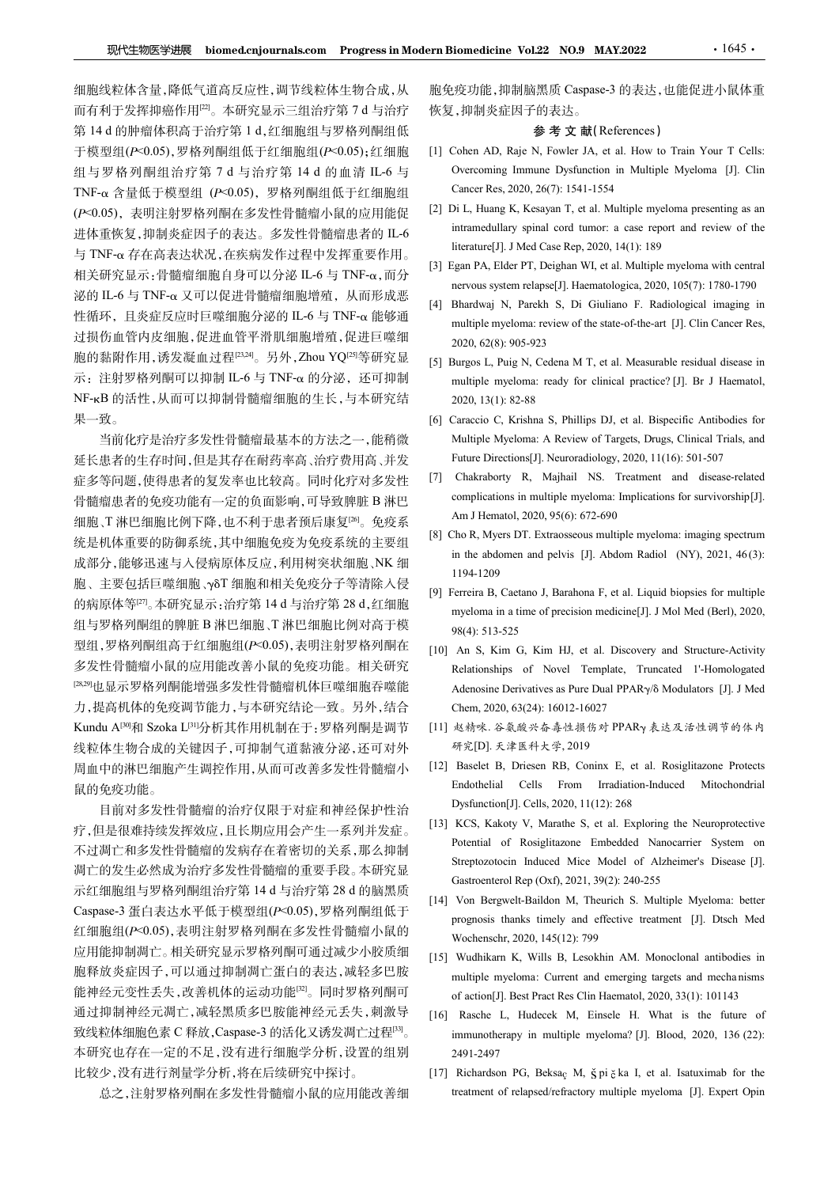细胞线粒体含量,降低气道高反应性,调节线粒体生物合成,从而有利于发挥抑癌作用[22]。本研究显示三组治疗第 7 d 与治疗第 14 d 的肿瘤体积高于治疗第 1 d,红细胞组与罗格列酮组低于模型组($P<0.05$),罗格列酮组低于红细胞组($P<0.05$);红细胞组与罗格列酮组治疗第 7 d 与治疗第 14 d 的血清 IL-6 与 TNF-α 含量低于模型组 ($P<0.05$),罗格列酮组低于红细胞组($P<0.05$),表明注射罗格列酮在多发性骨髓瘤小鼠的应用能促进体重恢复,抑制炎症因子的表达。多发性骨髓瘤患者的 IL-6 与 TNF-α 存在高表达状况,在疾病发作过程中发挥重要作用。相关研究显示:骨髓瘤细胞自身可以分泌 IL-6 与 TNF-α,而分泌的 IL-6 与 TNF-α 又可以促进骨髓瘤细胞增殖,从而形成恶性循环,且炎症反应时巨噬细胞分泌的 IL-6 与 TNF-α 能够通过损伤血管内皮细胞,促进血管平滑肌细胞增殖,促进巨噬细胞的黏附作用,诱发凝血过程[23,24]。另外,Zhou YQ[25]等研究显示:注射罗格列酮可以抑制 IL-6 与 TNF-α 的分泌,还可抑制 NF-κB 的活性,从而可以抑制骨髓瘤细胞的生长,与本研究结果一致。

当前化疗是治疗多发性骨髓瘤最基本的方法之一,能稍微延长患者的生存时间,但是其存在耐药率高、治疗费用高、并发症多等问题,使得患者的复发率也比较高。同时化疗对多发性骨髓瘤患者的免疫功能有一定的负面影响,可导致脾脏 B 淋巴细胞、T 淋巴细胞比例下降,也不利于患者预后康复[26]。免疫系统是机体重要的防御系统,其中细胞免疫为免疫系统的主要组成部分,能够迅速与入侵病原体反应,利用树突状细胞、NK 细胞、主要包括巨噬细胞、γδT 细胞和相关免疫分子等清除入侵的病原体等[27]。本研究显示:治疗第 14 d 与治疗第 28 d,红细胞组与罗格列酮组的脾脏 B 淋巴细胞、T 淋巴细胞比例对高于模型组,罗格列酮组高于红细胞组($P<0.05$),表明注射罗格列酮在多发性骨髓瘤小鼠的应用能改善小鼠的免疫功能。相关研究[28,29]也显示罗格列酮能增强多发性骨髓瘤机体巨噬细胞吞噬能力,提高机体的免疫调节能力,与本研究结论一致。另外,结合 Kundu A[30]和 Szoka L[31]分析其作用机制在于:罗格列酮是调节线粒体生物合成的关键因子,可抑制气道黏液分泌,还可对外周血中的淋巴细胞产生调控作用,从而可改善多发性骨髓瘤小鼠的免疫功能。

目前对多发性骨髓瘤的治疗仅限于对症和神经保护性治疗,但是很难持续发挥效应,且长期应用会产生一系列并发症。不过凋亡和多发性骨髓瘤的发病存在着密切的关系,那么抑制凋亡的发生必然成为治疗多发性骨髓瘤的重要手段。本研究显示红细胞组与罗格列酮组治疗第 14 d 与治疗第 28 d 的脑黑质 Caspase-3 蛋白表达水平低于模型组($P<0.05$),罗格列酮组低于红细胞组($P<0.05$),表明注射罗格列酮在多发性骨髓瘤小鼠的应用能抑制凋亡。相关研究显示罗格列酮可通过减少小胶质细胞释放炎症因子,可以通过抑制凋亡蛋白的表达,减轻多巴胺能神经元变性丢失,改善机体的运动功能[32]。同时罗格列酮可通过抑制神经元凋亡,减轻黑质多巴胺能神经元丢失,刺激导致线粒体细胞色素 C 释放,Caspase-3 的活化又诱发凋亡过程[33]。本研究也存在一定的不足,没有进行细胞学分析,设置的组别比较少,没有进行剂量学分析,将在后续研究中探讨。

总之,注射罗格列酮在多发性骨髓瘤小鼠的应用能改善细胞免疫功能,抑制脑黑质 Caspase-3 的表达,也能促进小鼠体重恢复,抑制炎症因子的表达。

## 参 考 文 献(References)

[1] Cohen AD, Raje N, Fowler JA, et al. How to Train Your T Cells: Overcoming Immune Dysfunction in Multiple Myeloma [J]. Clin Cancer Res, 2020, 26(7): 1541-1554

[2] Di L, Huang K, Kesayan T, et al. Multiple myeloma presenting as an intramedullary spinal cord tumor: a case report and review of the literature[J]. J Med Case Rep, 2020, 14(1): 189

[3] Egan PA, Elder PT, Deighan WI, et al. Multiple myeloma with central nervous system relapse[J]. Haematologica, 2020, 105(7): 1780-1790

[4] Bhardwaj N, Parekh S, Di Giuliano F. Radiological imaging in multiple myeloma: review of the state-of-the-art [J]. Clin Cancer Res, 2020, 62(8): 905-923

[5] Burgos L, Puig N, Cedena M T, et al. Measurable residual disease in multiple myeloma: ready for clinical practice? [J]. Br J Haematol, 2020, 13(1): 82-88

[6] Caraccio C, Krishna S, Phillips DJ, et al. Bispecific Antibodies for Multiple Myeloma: A Review of Targets, Drugs, Clinical Trials, and Future Directions[J]. Neuroradiology, 2020, 11(16): 501-507

[7] Chakraborty R, Majhail NS. Treatment and disease-related complications in multiple myeloma: Implications for survivorship[J]. Am J Hematol, 2020, 95(6): 672-690

[8] Cho R, Myers DT. Extraosseous multiple myeloma: imaging spectrum in the abdomen and pelvis [J]. Abdom Radiol (NY), 2021, 46(3): 1194-1209

[9] Ferreira B, Caetano J, Barahona F, et al. Liquid biopsies for multiple myeloma in a time of precision medicine[J]. J Mol Med (Berl), 2020, 98(4): 513-525

[10] An S, Kim G, Kim HJ, et al. Discovery and Structure-Activity Relationships of Novel Template, Truncated 1'-Homologated Adenosine Derivatives as Pure Dual PPARγ/δ Modulators [J]. J Med Chem, 2020, 63(24): 16012-16027

[11] 赵精咪. 谷氨酸兴奋毒性损伤对 PPARγ 表达及活性调节的体内研究[D]. 天津医科大学, 2019

[12] Baselet B, Driesen RB, Coninx E, et al. Rosiglitazone Protects Endothelial Cells From Irradiation-Induced Mitochondrial Dysfunction[J]. Cells, 2020, 11(12): 268

[13] KCS, Kakoty V, Marathe S, et al. Exploring the Neuroprotective Potential of Rosiglitazone Embedded Nanocarrier System on Streptozotocin Induced Mice Model of Alzheimer's Disease [J]. Gastroenterol Rep (Oxf), 2021, 39(2): 240-255

[14] Von Bergwelt-Baildon M, Theurich S. Multiple Myeloma: better prognosis thanks timely and effective treatment [J]. Dtsch Med Wochenschr, 2020, 145(12): 799

[15] Wudhikarn K, Wills B, Lesokhin AM. Monoclonal antibodies in multiple myeloma: Current and emerging targets and mechanisms of action[J]. Best Pract Res Clin Haematol, 2020, 33(1): 101143

[16] Rasche L, Hudecek M, Einsele H. What is the future of immunotherapy in multiple myeloma? [J]. Blood, 2020, 136 (22): 2491-2497

[17] Richardson PG, Beksaç M, Špička I, et al. Isatuximab for the treatment of relapsed/refractory multiple myeloma [J]. Expert Opin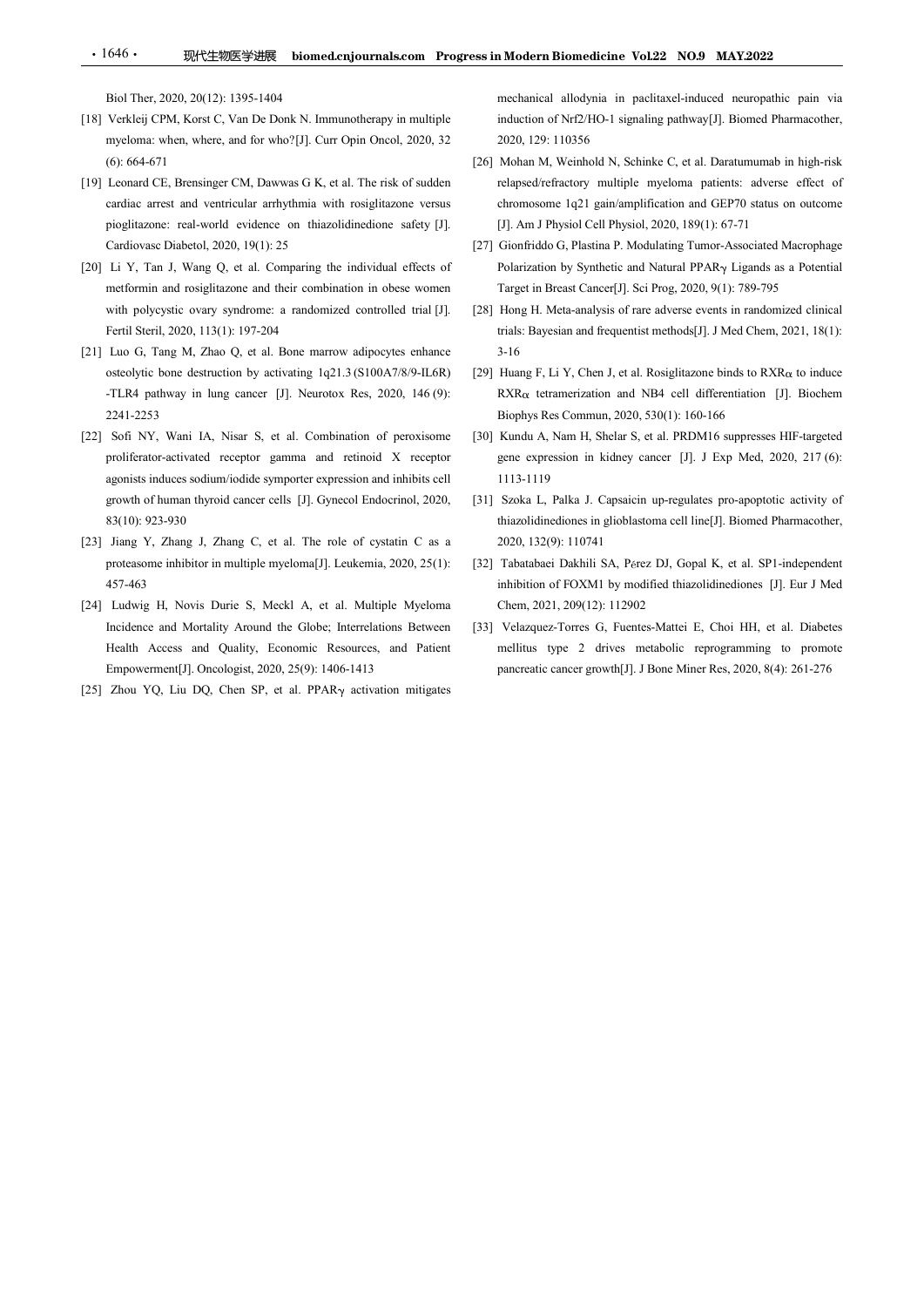Biol Ther, 2020, 20(12): 1395-1404

[18] Verkleij CPM, Korst C, Van De Donk N. Immunotherapy in multiple myeloma: when, where, and for who?[J]. Curr Opin Oncol, 2020, 32 (6): 664-671

[19] Leonard CE, Brensinger CM, Dawwas G K, et al. The risk of sudden cardiac arrest and ventricular arrhythmia with rosiglitazone versus pioglitazone: real-world evidence on thiazolidinedione safety [J]. Cardiovasc Diabetol, 2020, 19(1): 25

[20] Li Y, Tan J, Wang Q, et al. Comparing the individual effects of metformin and rosiglitazone and their combination in obese women with polycystic ovary syndrome: a randomized controlled trial [J]. Fertil Steril, 2020, 113(1): 197-204

[21] Luo G, Tang M, Zhao Q, et al. Bone marrow adipocytes enhance osteolytic bone destruction by activating 1q21.3 (S100A7/8/9-IL6R) -TLR4 pathway in lung cancer [J]. Neurotox Res, 2020, 146 (9): 2241-2253

[22] Sofi NY, Wani IA, Nisar S, et al. Combination of peroxisome proliferator-activated receptor gamma and retinoid X receptor agonists induces sodium/iodide symporter expression and inhibits cell growth of human thyroid cancer cells [J]. Gynecol Endocrinol, 2020, 83(10): 923-930

[23] Jiang Y, Zhang J, Zhang C, et al. The role of cystatin C as a proteasome inhibitor in multiple myeloma[J]. Leukemia, 2020, 25(1): 457-463

[24] Ludwig H, Novis Durie S, Meckl A, et al. Multiple Myeloma Incidence and Mortality Around the Globe; Interrelations Between Health Access and Quality, Economic Resources, and Patient Empowerment[J]. Oncologist, 2020, 25(9): 1406-1413

[25] Zhou YQ, Liu DQ, Chen SP, et al. PPAR$\gamma$ activation mitigates mechanical allodynia in paclitaxel-induced neuropathic pain via induction of Nrf2/HO-1 signaling pathway[J]. Biomed Pharmacother, 2020, 129: 110356

[26] Mohan M, Weinhold N, Schinke C, et al. Daratumumab in high-risk relapsed/refractory multiple myeloma patients: adverse effect of chromosome 1q21 gain/amplification and GEP70 status on outcome [J]. Am J Physiol Cell Physiol, 2020, 189(1): 67-71

[27] Gionfriddo G, Plastina P. Modulating Tumor-Associated Macrophage Polarization by Synthetic and Natural PPAR$\gamma$ Ligands as a Potential Target in Breast Cancer[J]. Sci Prog, 2020, 9(1): 789-795

[28] Hong H. Meta-analysis of rare adverse events in randomized clinical trials: Bayesian and frequentist methods[J]. J Med Chem, 2021, 18(1): 3-16

[29] Huang F, Li Y, Chen J, et al. Rosiglitazone binds to RXR$\alpha$ to induce RXR$\alpha$ tetramerization and NB4 cell differentiation [J]. Biochem Biophys Res Commun, 2020, 530(1): 160-166

[30] Kundu A, Nam H, Shelar S, et al. PRDM16 suppresses HIF-targeted gene expression in kidney cancer [J]. J Exp Med, 2020, 217 (6): 1113-1119

[31] Szoka L, Palka J. Capsaicin up-regulates pro-apoptotic activity of thiazolidinediones in glioblastoma cell line[J]. Biomed Pharmacother, 2020, 132(9): 110741

[32] Tabatabaei Dakhili SA, Pérez DJ, Gopal K, et al. SP1-independent inhibition of FOXM1 by modified thiazolidinediones [J]. Eur J Med Chem, 2021, 209(12): 112902

[33] Velazquez-Torres G, Fuentes-Mattei E, Choi HH, et al. Diabetes mellitus type 2 drives metabolic reprogramming to promote pancreatic cancer growth[J]. J Bone Miner Res, 2020, 8(4): 261-276